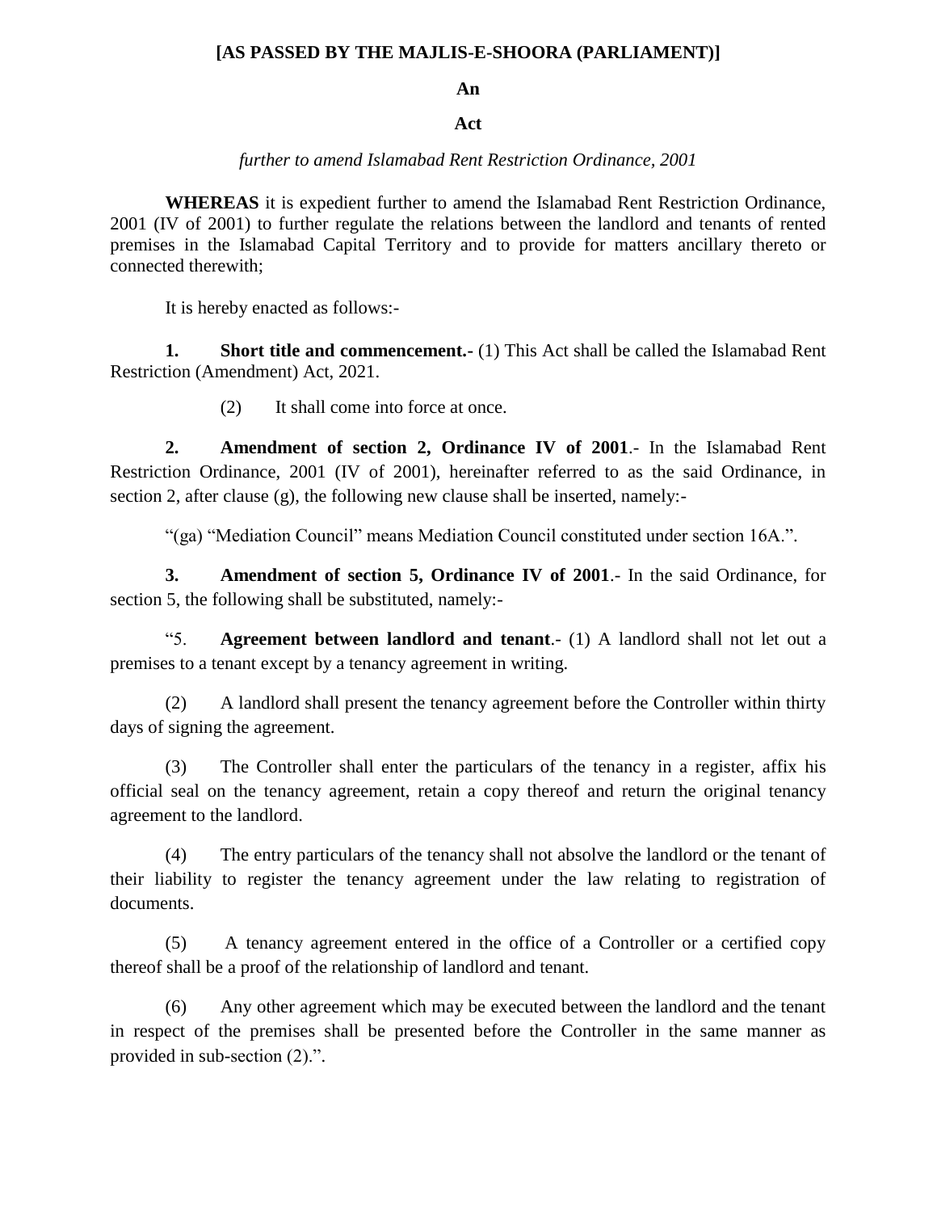**[AS PASSED BY THE MAJLIS-E-SHOORA (PARLIAMENT)]**

**An**

**Act**

*further to amend Islamabad Rent Restriction Ordinance, 2001*

**WHEREAS** it is expedient further to amend the Islamabad Rent Restriction Ordinance, 2001 (IV of 2001) to further regulate the relations between the landlord and tenants of rented premises in the Islamabad Capital Territory and to provide for matters ancillary thereto or connected therewith;

It is hereby enacted as follows:-

**1. Short title and commencement.-** (1) This Act shall be called the Islamabad Rent Restriction (Amendment) Act, 2021.

(2) It shall come into force at once.

**2. Amendment of section 2, Ordinance IV of 2001**.- In the Islamabad Rent Restriction Ordinance, 2001 (IV of 2001), hereinafter referred to as the said Ordinance, in section 2, after clause (g), the following new clause shall be inserted, namely:-

"(ga) "Mediation Council" means Mediation Council constituted under section 16A.".

**3. Amendment of section 5, Ordinance IV of 2001**.- In the said Ordinance, for section 5, the following shall be substituted, namely:-

"5. **Agreement between landlord and tenant**.- (1) A landlord shall not let out a premises to a tenant except by a tenancy agreement in writing.

(2) A landlord shall present the tenancy agreement before the Controller within thirty days of signing the agreement.

(3) The Controller shall enter the particulars of the tenancy in a register, affix his official seal on the tenancy agreement, retain a copy thereof and return the original tenancy agreement to the landlord.

(4) The entry particulars of the tenancy shall not absolve the landlord or the tenant of their liability to register the tenancy agreement under the law relating to registration of documents.

(5) A tenancy agreement entered in the office of a Controller or a certified copy thereof shall be a proof of the relationship of landlord and tenant.

(6) Any other agreement which may be executed between the landlord and the tenant in respect of the premises shall be presented before the Controller in the same manner as provided in sub-section (2).".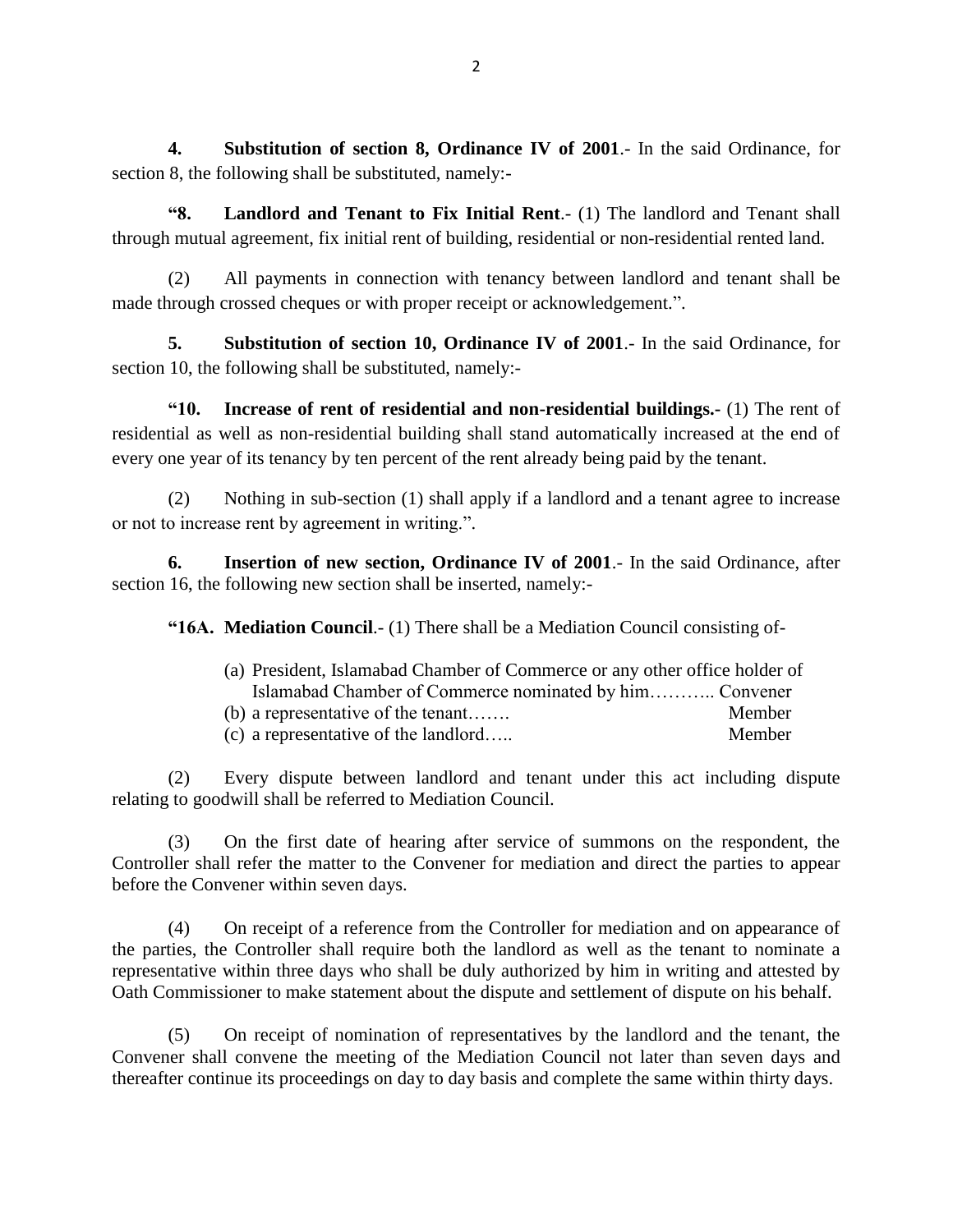**4. Substitution of section 8, Ordinance IV of 2001**.- In the said Ordinance, for section 8, the following shall be substituted, namely:-

**"8. Landlord and Tenant to Fix Initial Rent**.- (1) The landlord and Tenant shall through mutual agreement, fix initial rent of building, residential or non-residential rented land.

(2) All payments in connection with tenancy between landlord and tenant shall be made through crossed cheques or with proper receipt or acknowledgement.".

**5. Substitution of section 10, Ordinance IV of 2001**.- In the said Ordinance, for section 10, the following shall be substituted, namely:-

**"10. Increase of rent of residential and non-residential buildings.-** (1) The rent of residential as well as non-residential building shall stand automatically increased at the end of every one year of its tenancy by ten percent of the rent already being paid by the tenant.

(2) Nothing in sub-section (1) shall apply if a landlord and a tenant agree to increase or not to increase rent by agreement in writing.".

**6. Insertion of new section, Ordinance IV of 2001**.- In the said Ordinance, after section 16, the following new section shall be inserted, namely:-

**"16A. Mediation Council**.- (1) There shall be a Mediation Council consisting of-

(a) President, Islamabad Chamber of Commerce or any other office holder of Islamabad Chamber of Commerce nominated by him……….. Convener
(b) a representative of the tenant……. Member
(c) a representative of the landlord….. Member

(2) Every dispute between landlord and tenant under this act including dispute relating to goodwill shall be referred to Mediation Council.

(3) On the first date of hearing after service of summons on the respondent, the Controller shall refer the matter to the Convener for mediation and direct the parties to appear before the Convener within seven days.

(4) On receipt of a reference from the Controller for mediation and on appearance of the parties, the Controller shall require both the landlord as well as the tenant to nominate a representative within three days who shall be duly authorized by him in writing and attested by Oath Commissioner to make statement about the dispute and settlement of dispute on his behalf.

(5) On receipt of nomination of representatives by the landlord and the tenant, the Convener shall convene the meeting of the Mediation Council not later than seven days and thereafter continue its proceedings on day to day basis and complete the same within thirty days.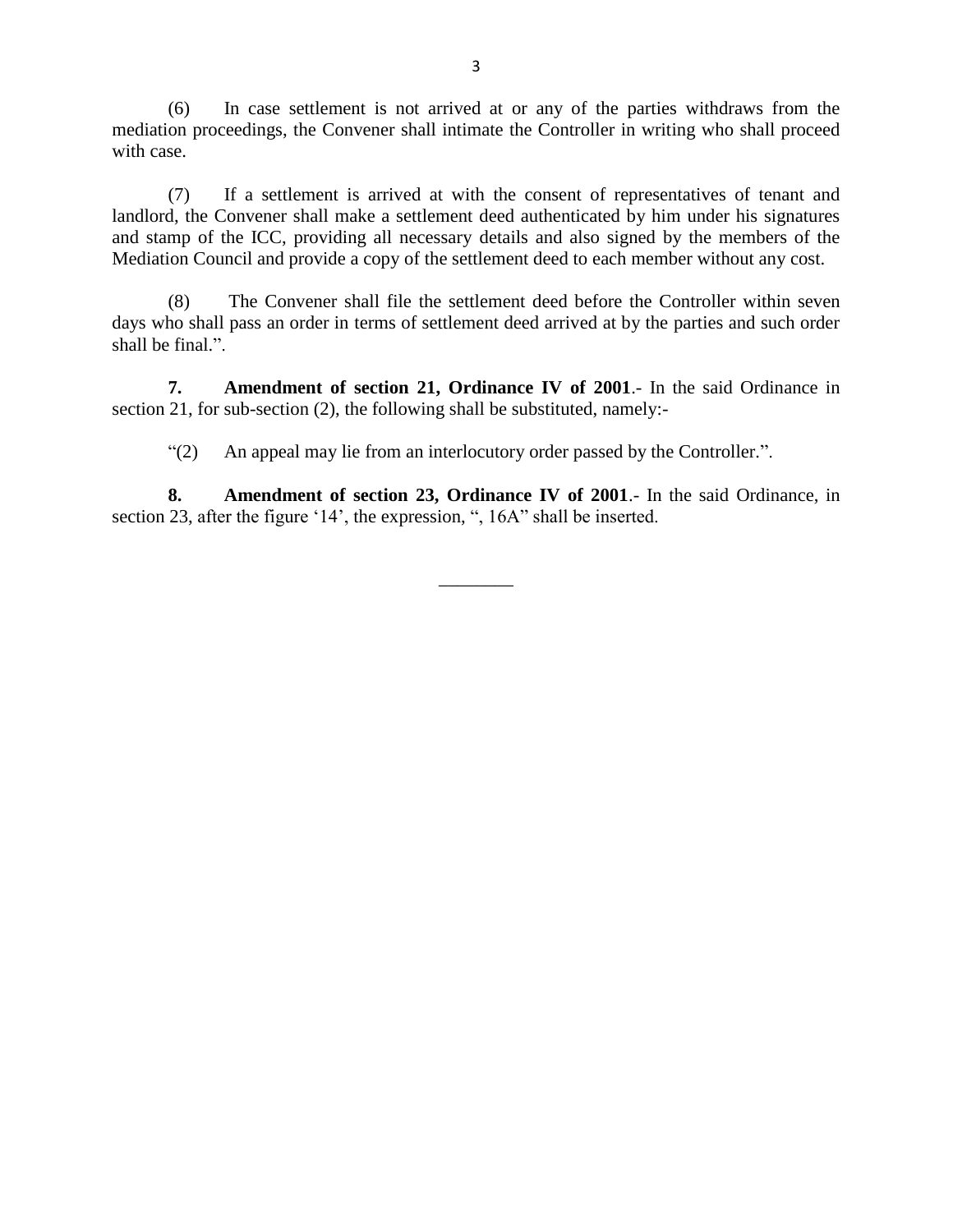(6) In case settlement is not arrived at or any of the parties withdraws from the mediation proceedings, the Convener shall intimate the Controller in writing who shall proceed with case.

(7) If a settlement is arrived at with the consent of representatives of tenant and landlord, the Convener shall make a settlement deed authenticated by him under his signatures and stamp of the ICC, providing all necessary details and also signed by the members of the Mediation Council and provide a copy of the settlement deed to each member without any cost.

(8) The Convener shall file the settlement deed before the Controller within seven days who shall pass an order in terms of settlement deed arrived at by the parties and such order shall be final.".

**7. Amendment of section 21, Ordinance IV of 2001**.- In the said Ordinance in section 21, for sub-section (2), the following shall be substituted, namely:-

"(2) An appeal may lie from an interlocutory order passed by the Controller.".

**8. Amendment of section 23, Ordinance IV of 2001**.- In the said Ordinance, in section 23, after the figure '14', the expression, ", 16A" shall be inserted.

________